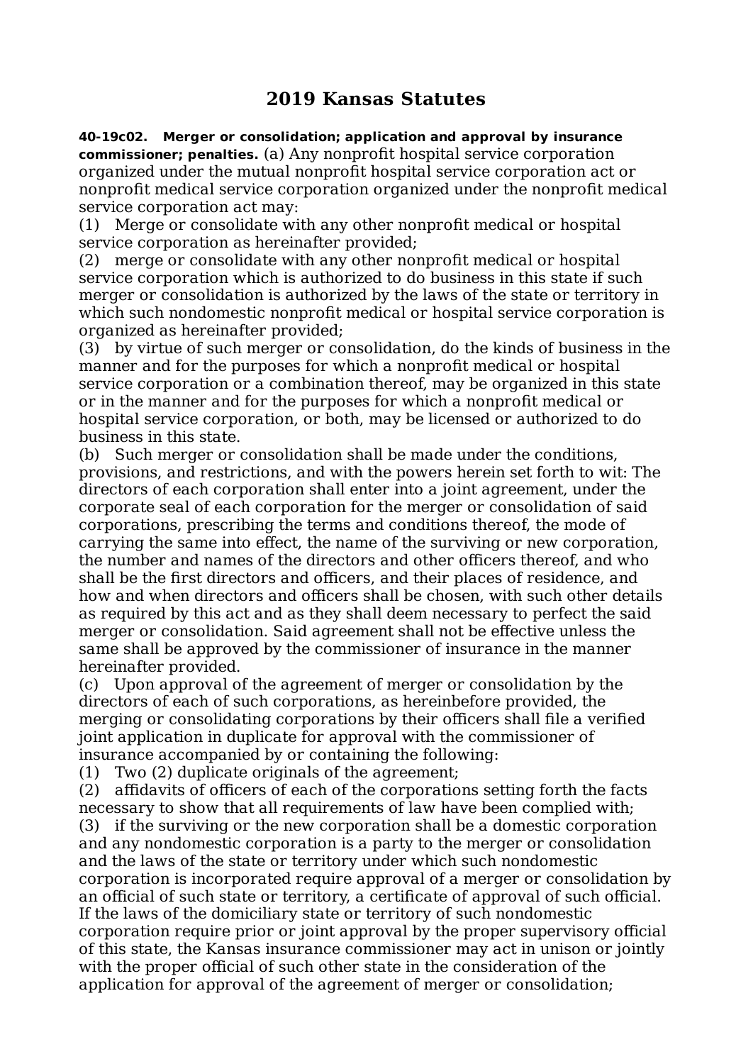# 2019 Kansas Statutes

**40-19c02. Merger or consolidation; application and approval by insurance commissioner; penalties.** (a) Any nonprofit hospital service corporation organized under the mutual nonprofit hospital service corporation act or nonprofit medical service corporation organized under the nonprofit medical service corporation act may:

(1) Merge or consolidate with any other nonprofit medical or hospital service corporation as hereinafter provided;

(2) merge or consolidate with any other nonprofit medical or hospital service corporation which is authorized to do business in this state if such merger or consolidation is authorized by the laws of the state or territory in which such nondomestic nonprofit medical or hospital service corporation is organized as hereinafter provided;

(3) by virtue of such merger or consolidation, do the kinds of business in the manner and for the purposes for which a nonprofit medical or hospital service corporation or a combination thereof, may be organized in this state or in the manner and for the purposes for which a nonprofit medical or hospital service corporation, or both, may be licensed or authorized to do business in this state.

(b) Such merger or consolidation shall be made under the conditions, provisions, and restrictions, and with the powers herein set forth to wit: The directors of each corporation shall enter into a joint agreement, under the corporate seal of each corporation for the merger or consolidation of said corporations, prescribing the terms and conditions thereof, the mode of carrying the same into effect, the name of the surviving or new corporation, the number and names of the directors and other officers thereof, and who shall be the first directors and officers, and their places of residence, and how and when directors and officers shall be chosen, with such other details as required by this act and as they shall deem necessary to perfect the said merger or consolidation. Said agreement shall not be effective unless the same shall be approved by the commissioner of insurance in the manner hereinafter provided.

(c) Upon approval of the agreement of merger or consolidation by the directors of each of such corporations, as hereinbefore provided, the merging or consolidating corporations by their officers shall file a verified joint application in duplicate for approval with the commissioner of insurance accompanied by or containing the following:

(1) Two (2) duplicate originals of the agreement;

(2) affidavits of officers of each of the corporations setting forth the facts necessary to show that all requirements of law have been complied with;

(3) if the surviving or the new corporation shall be a domestic corporation and any nondomestic corporation is a party to the merger or consolidation and the laws of the state or territory under which such nondomestic corporation is incorporated require approval of a merger or consolidation by an official of such state or territory, a certificate of approval of such official. If the laws of the domiciliary state or territory of such nondomestic corporation require prior or joint approval by the proper supervisory official of this state, the Kansas insurance commissioner may act in unison or jointly with the proper official of such other state in the consideration of the application for approval of the agreement of merger or consolidation;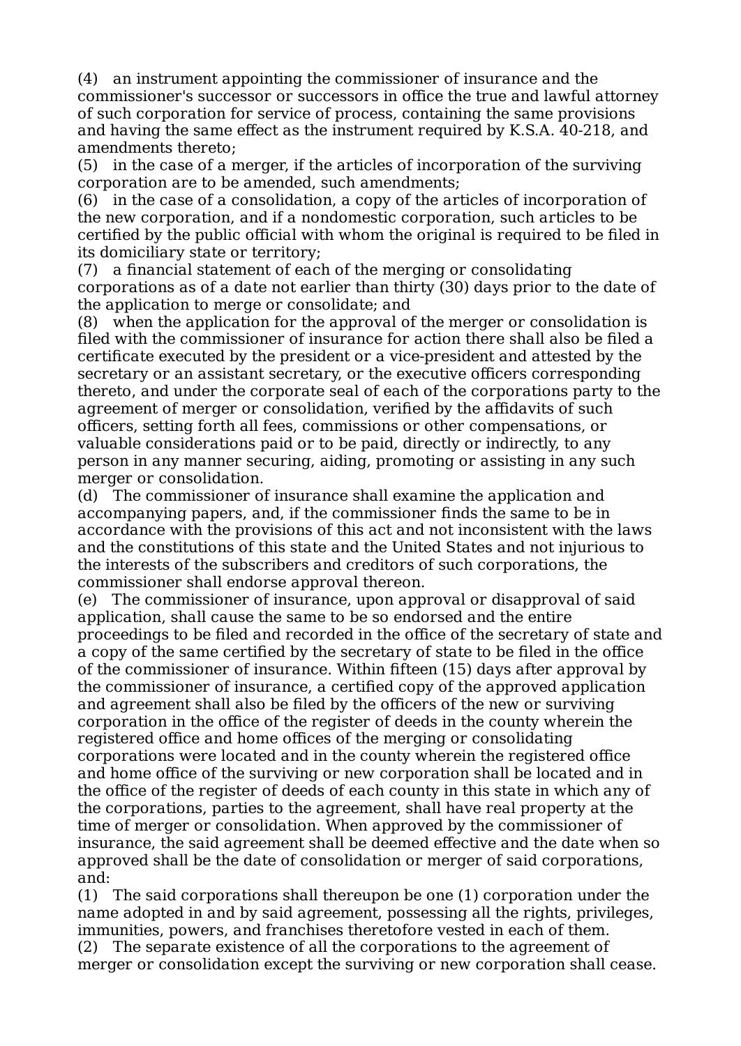(4) an instrument appointing the commissioner of insurance and the commissioner's successor or successors in office the true and lawful attorney of such corporation for service of process, containing the same provisions and having the same effect as the instrument required by K.S.A. 40-218, and amendments thereto;

(5) in the case of a merger, if the articles of incorporation of the surviving corporation are to be amended, such amendments;

(6) in the case of a consolidation, a copy of the articles of incorporation of the new corporation, and if a nondomestic corporation, such articles to be certified by the public official with whom the original is required to be filed in its domiciliary state or territory;

(7) a financial statement of each of the merging or consolidating corporations as of a date not earlier than thirty (30) days prior to the date of the application to merge or consolidate; and

(8) when the application for the approval of the merger or consolidation is filed with the commissioner of insurance for action there shall also be filed a certificate executed by the president or a vice-president and attested by the secretary or an assistant secretary, or the executive officers corresponding thereto, and under the corporate seal of each of the corporations party to the agreement of merger or consolidation, verified by the affidavits of such officers, setting forth all fees, commissions or other compensations, or valuable considerations paid or to be paid, directly or indirectly, to any person in any manner securing, aiding, promoting or assisting in any such merger or consolidation.

(d) The commissioner of insurance shall examine the application and accompanying papers, and, if the commissioner finds the same to be in accordance with the provisions of this act and not inconsistent with the laws and the constitutions of this state and the United States and not injurious to the interests of the subscribers and creditors of such corporations, the commissioner shall endorse approval thereon.

(e) The commissioner of insurance, upon approval or disapproval of said application, shall cause the same to be so endorsed and the entire proceedings to be filed and recorded in the office of the secretary of state and a copy of the same certified by the secretary of state to be filed in the office of the commissioner of insurance. Within fifteen (15) days after approval by the commissioner of insurance, a certified copy of the approved application and agreement shall also be filed by the officers of the new or surviving corporation in the office of the register of deeds in the county wherein the registered office and home offices of the merging or consolidating corporations were located and in the county wherein the registered office and home office of the surviving or new corporation shall be located and in the office of the register of deeds of each county in this state in which any of the corporations, parties to the agreement, shall have real property at the time of merger or consolidation. When approved by the commissioner of insurance, the said agreement shall be deemed effective and the date when so approved shall be the date of consolidation or merger of said corporations, and:

(1) The said corporations shall thereupon be one (1) corporation under the name adopted in and by said agreement, possessing all the rights, privileges, immunities, powers, and franchises theretofore vested in each of them.

(2) The separate existence of all the corporations to the agreement of merger or consolidation except the surviving or new corporation shall cease.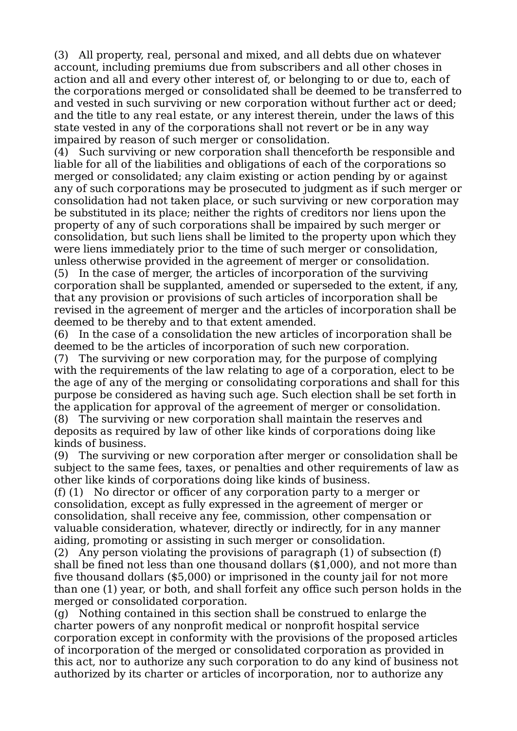(3) All property, real, personal and mixed, and all debts due on whatever account, including premiums due from subscribers and all other choses in action and all and every other interest of, or belonging to or due to, each of the corporations merged or consolidated shall be deemed to be transferred to and vested in such surviving or new corporation without further act or deed; and the title to any real estate, or any interest therein, under the laws of this state vested in any of the corporations shall not revert or be in any way impaired by reason of such merger or consolidation.

(4) Such surviving or new corporation shall thenceforth be responsible and liable for all of the liabilities and obligations of each of the corporations so merged or consolidated; any claim existing or action pending by or against any of such corporations may be prosecuted to judgment as if such merger or consolidation had not taken place, or such surviving or new corporation may be substituted in its place; neither the rights of creditors nor liens upon the property of any of such corporations shall be impaired by such merger or consolidation, but such liens shall be limited to the property upon which they were liens immediately prior to the time of such merger or consolidation, unless otherwise provided in the agreement of merger or consolidation.

(5) In the case of merger, the articles of incorporation of the surviving corporation shall be supplanted, amended or superseded to the extent, if any, that any provision or provisions of such articles of incorporation shall be revised in the agreement of merger and the articles of incorporation shall be deemed to be thereby and to that extent amended.

(6) In the case of a consolidation the new articles of incorporation shall be deemed to be the articles of incorporation of such new corporation.

(7) The surviving or new corporation may, for the purpose of complying with the requirements of the law relating to age of a corporation, elect to be the age of any of the merging or consolidating corporations and shall for this purpose be considered as having such age. Such election shall be set forth in the application for approval of the agreement of merger or consolidation.

(8) The surviving or new corporation shall maintain the reserves and deposits as required by law of other like kinds of corporations doing like kinds of business.

(9) The surviving or new corporation after merger or consolidation shall be subject to the same fees, taxes, or penalties and other requirements of law as other like kinds of corporations doing like kinds of business.

(f) (1) No director or officer of any corporation party to a merger or consolidation, except as fully expressed in the agreement of merger or consolidation, shall receive any fee, commission, other compensation or valuable consideration, whatever, directly or indirectly, for in any manner aiding, promoting or assisting in such merger or consolidation.

(2) Any person violating the provisions of paragraph (1) of subsection (f) shall be fined not less than one thousand dollars ($1,000), and not more than five thousand dollars ($5,000) or imprisoned in the county jail for not more than one (1) year, or both, and shall forfeit any office such person holds in the merged or consolidated corporation.

(g) Nothing contained in this section shall be construed to enlarge the charter powers of any nonprofit medical or nonprofit hospital service corporation except in conformity with the provisions of the proposed articles of incorporation of the merged or consolidated corporation as provided in this act, nor to authorize any such corporation to do any kind of business not authorized by its charter or articles of incorporation, nor to authorize any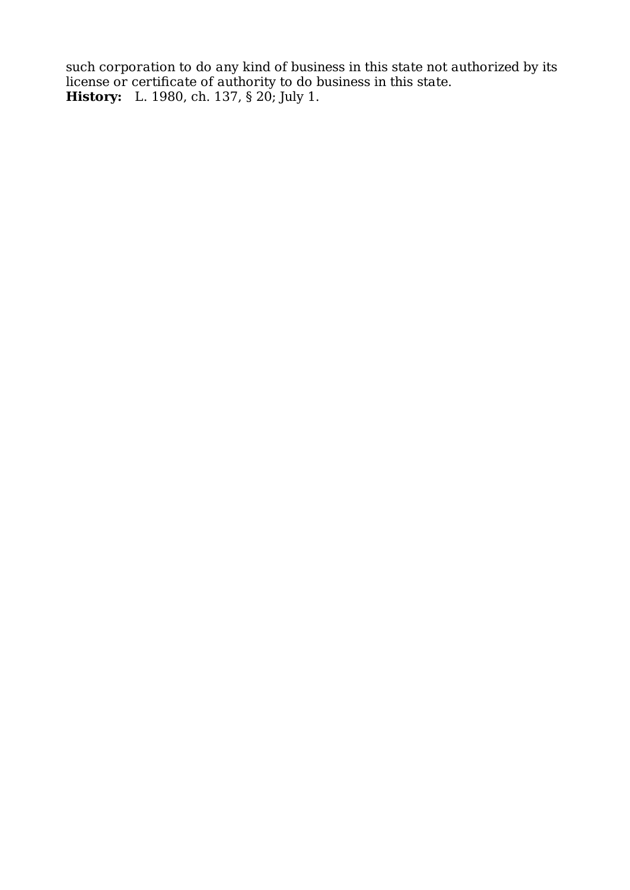such corporation to do any kind of business in this state not authorized by its license or certificate of authority to do business in this state.
**History:** L. 1980, ch. 137, § 20; July 1.